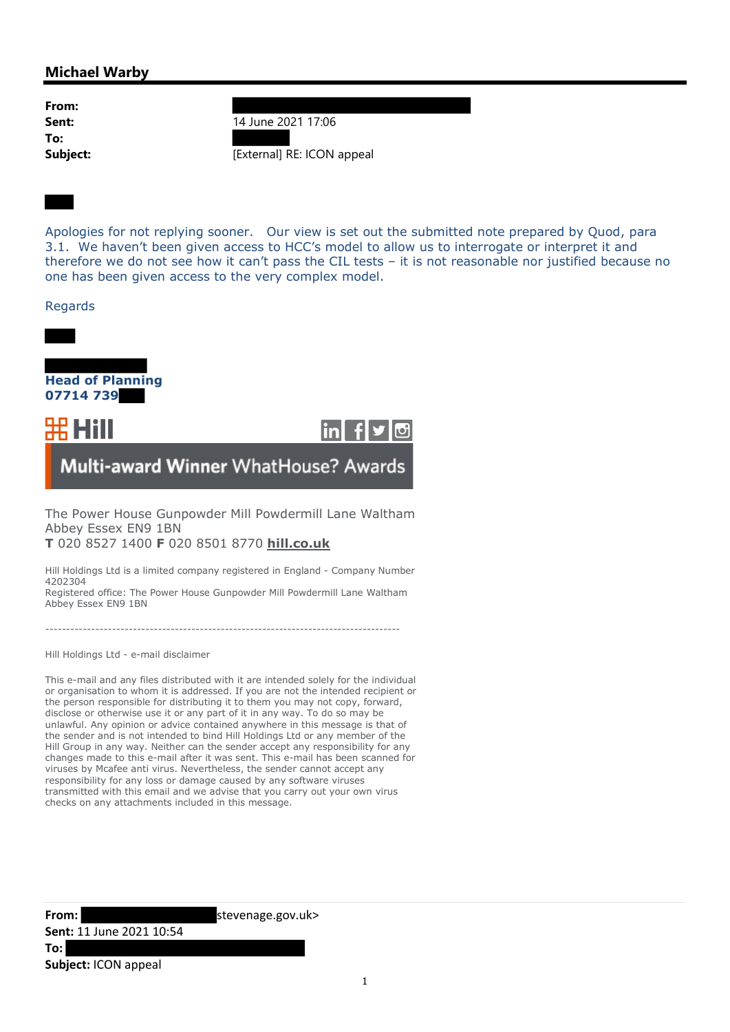## Michael Warby

| | |
|---|---|
| **From:** | |
| **Sent:** | 14 June 2021 17:06 |
| **To:** | |
| **Subject:** | [External] RE: ICON appeal |

Apologies for not replying sooner. Our view is set out the submitted note prepared by Quod, para 3.1. We haven't been given access to HCC's model to allow us to interrogate or interpret it and therefore we do not see how it can't pass the CIL tests – it is not reasonable nor justified because no one has been given access to the very complex model.

Regards

**Head of Planning**
**07714 739**

**Hill**

**Multi-award Winner WhatHouse? Awards**

The Power House Gunpowder Mill Powdermill Lane Waltham Abbey Essex EN9 1BN
**T** 020 8527 1400 **F** 020 8501 8770 **hill.co.uk**

Hill Holdings Ltd is a limited company registered in England - Company Number 4202304
Registered office: The Power House Gunpowder Mill Powdermill Lane Waltham Abbey Essex EN9 1BN

---

Hill Holdings Ltd - e-mail disclaimer

This e-mail and any files distributed with it are intended solely for the individual or organisation to whom it is addressed. If you are not the intended recipient or the person responsible for distributing it to them you may not copy, forward, disclose or otherwise use it or any part of it in any way. To do so may be unlawful. Any opinion or advice contained anywhere in this message is that of the sender and is not intended to bind Hill Holdings Ltd or any member of the Hill Group in any way. Neither can the sender accept any responsibility for any changes made to this e-mail after it was sent. This e-mail has been scanned for viruses by Mcafee anti virus. Nevertheless, the sender cannot accept any responsibility for any loss or damage caused by any software viruses transmitted with this email and we advise that you carry out your own virus checks on any attachments included in this message.

---

**From:** stevenage.gov.uk>
**Sent:** 11 June 2021 10:54
**To:**
**Subject:** ICON appeal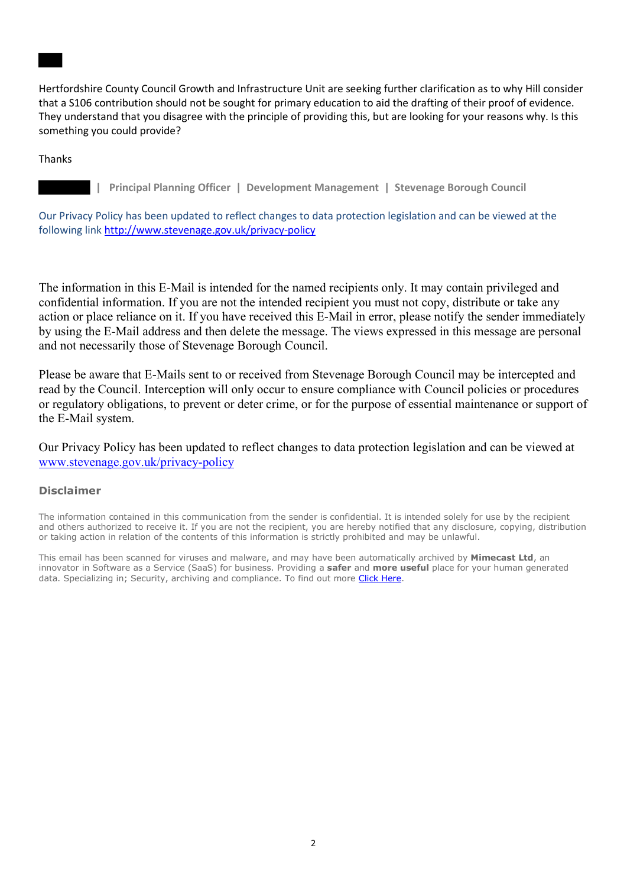Hertfordshire County Council Growth and Infrastructure Unit are seeking further clarification as to why Hill consider that a S106 contribution should not be sought for primary education to aid the drafting of their proof of evidence. They understand that you disagree with the principle of providing this, but are looking for your reasons why. Is this something you could provide?

Thanks

| **Principal Planning Officer** | **Development Management** | **Stevenage Borough Council**

Our Privacy Policy has been updated to reflect changes to data protection legislation and can be viewed at the following link http://www.stevenage.gov.uk/privacy-policy

The information in this E-Mail is intended for the named recipients only. It may contain privileged and confidential information. If you are not the intended recipient you must not copy, distribute or take any action or place reliance on it. If you have received this E-Mail in error, please notify the sender immediately by using the E-Mail address and then delete the message. The views expressed in this message are personal and not necessarily those of Stevenage Borough Council.

Please be aware that E-Mails sent to or received from Stevenage Borough Council may be intercepted and read by the Council. Interception will only occur to ensure compliance with Council policies or procedures or regulatory obligations, to prevent or deter crime, or for the purpose of essential maintenance or support of the E-Mail system.

Our Privacy Policy has been updated to reflect changes to data protection legislation and can be viewed at www.stevenage.gov.uk/privacy-policy

**Disclaimer**

The information contained in this communication from the sender is confidential. It is intended solely for use by the recipient and others authorized to receive it. If you are not the recipient, you are hereby notified that any disclosure, copying, distribution or taking action in relation of the contents of this information is strictly prohibited and may be unlawful.

This email has been scanned for viruses and malware, and may have been automatically archived by **Mimecast Ltd**, an innovator in Software as a Service (SaaS) for business. Providing a **safer** and **more useful** place for your human generated data. Specializing in; Security, archiving and compliance. To find out more Click Here.